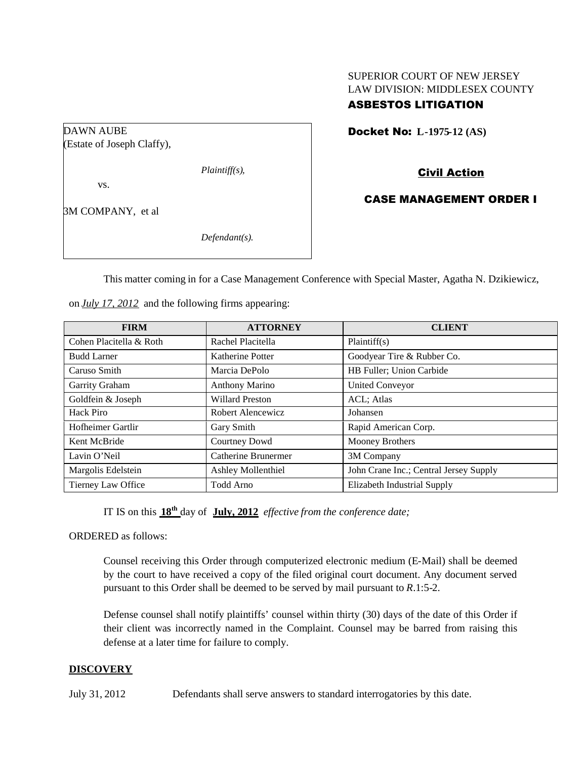SUPERIOR COURT OF NEW JERSEY
LAW DIVISION: MIDDLESEX COUNTY
**ASBESTOS LITIGATION**

DAWN AUBE
(Estate of Joseph Claffy),

*Plaintiff(s),*

vs.

3M COMPANY, et al

*Defendant(s).*

**Docket No: L-1975-12 (AS)**

**Civil Action**

**CASE MANAGEMENT ORDER I**

This matter coming in for a Case Management Conference with Special Master, Agatha N. Dzikiewicz, on *July 17, 2012* and the following firms appearing:

| FIRM | ATTORNEY | CLIENT |
|---|---|---|
| Cohen Placitella & Roth | Rachel Placitella | Plaintiff(s) |
| Budd Larner | Katherine Potter | Goodyear Tire & Rubber Co. |
| Caruso Smith | Marcia DePolo | HB Fuller; Union Carbide |
| Garrity Graham | Anthony Marino | United Conveyor |
| Goldfein & Joseph | Willard Preston | ACL; Atlas |
| Hack Piro | Robert Alencewicz | Johansen |
| Hofheimer Gartlir | Gary Smith | Rapid American Corp. |
| Kent McBride | Courtney Dowd | Mooney Brothers |
| Lavin O'Neil | Catherine Brunermer | 3M Company |
| Margolis Edelstein | Ashley Mollenthiel | John Crane Inc.; Central Jersey Supply |
| Tierney Law Office | Todd Arno | Elizabeth Industrial Supply |

IT IS on this **18th** day of **July, 2012** *effective from the conference date;*

ORDERED as follows:

Counsel receiving this Order through computerized electronic medium (E-Mail) shall be deemed by the court to have received a copy of the filed original court document. Any document served pursuant to this Order shall be deemed to be served by mail pursuant to *R*.1:5-2.

Defense counsel shall notify plaintiffs' counsel within thirty (30) days of the date of this Order if their client was incorrectly named in the Complaint. Counsel may be barred from raising this defense at a later time for failure to comply.

**DISCOVERY**

July 31, 2012 Defendants shall serve answers to standard interrogatories by this date.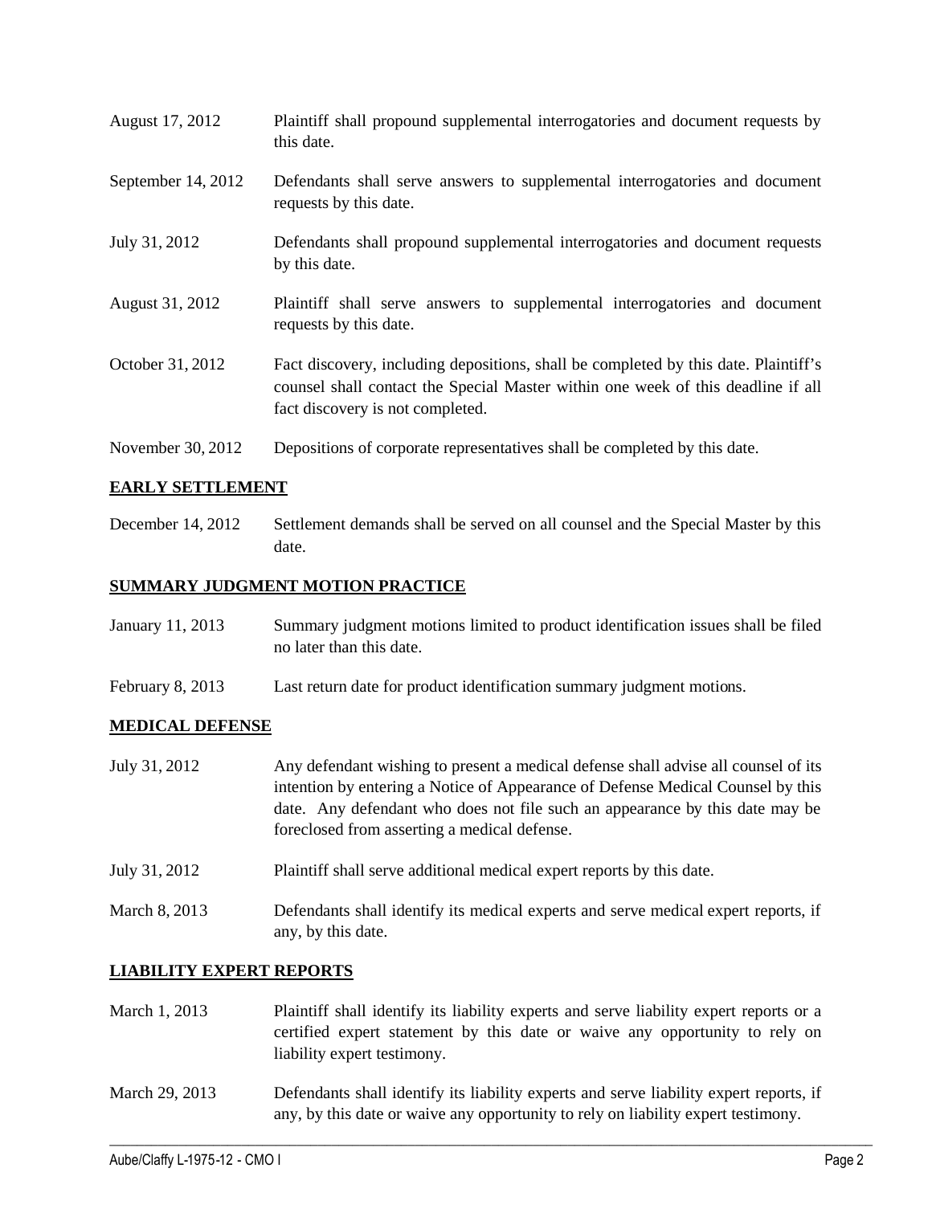| | |
|---|---|
| August 17, 2012 | Plaintiff shall propound supplemental interrogatories and document requests by this date. |
| September 14, 2012 | Defendants shall serve answers to supplemental interrogatories and document requests by this date. |
| July 31, 2012 | Defendants shall propound supplemental interrogatories and document requests by this date. |
| August 31, 2012 | Plaintiff shall serve answers to supplemental interrogatories and document requests by this date. |
| October 31, 2012 | Fact discovery, including depositions, shall be completed by this date. Plaintiff's counsel shall contact the Special Master within one week of this deadline if all fact discovery is not completed. |
| November 30, 2012 | Depositions of corporate representatives shall be completed by this date. |

**EARLY SETTLEMENT**

| | |
|---|---|
| December 14, 2012 | Settlement demands shall be served on all counsel and the Special Master by this date. |

**SUMMARY JUDGMENT MOTION PRACTICE**

| | |
|---|---|
| January 11, 2013 | Summary judgment motions limited to product identification issues shall be filed no later than this date. |
| February 8, 2013 | Last return date for product identification summary judgment motions. |

**MEDICAL DEFENSE**

| | |
|---|---|
| July 31, 2012 | Any defendant wishing to present a medical defense shall advise all counsel of its intention by entering a Notice of Appearance of Defense Medical Counsel by this date. Any defendant who does not file such an appearance by this date may be foreclosed from asserting a medical defense. |
| July 31, 2012 | Plaintiff shall serve additional medical expert reports by this date. |
| March 8, 2013 | Defendants shall identify its medical experts and serve medical expert reports, if any, by this date. |

**LIABILITY EXPERT REPORTS**

| | |
|---|---|
| March 1, 2013 | Plaintiff shall identify its liability experts and serve liability expert reports or a certified expert statement by this date or waive any opportunity to rely on liability expert testimony. |
| March 29, 2013 | Defendants shall identify its liability experts and serve liability expert reports, if any, by this date or waive any opportunity to rely on liability expert testimony. |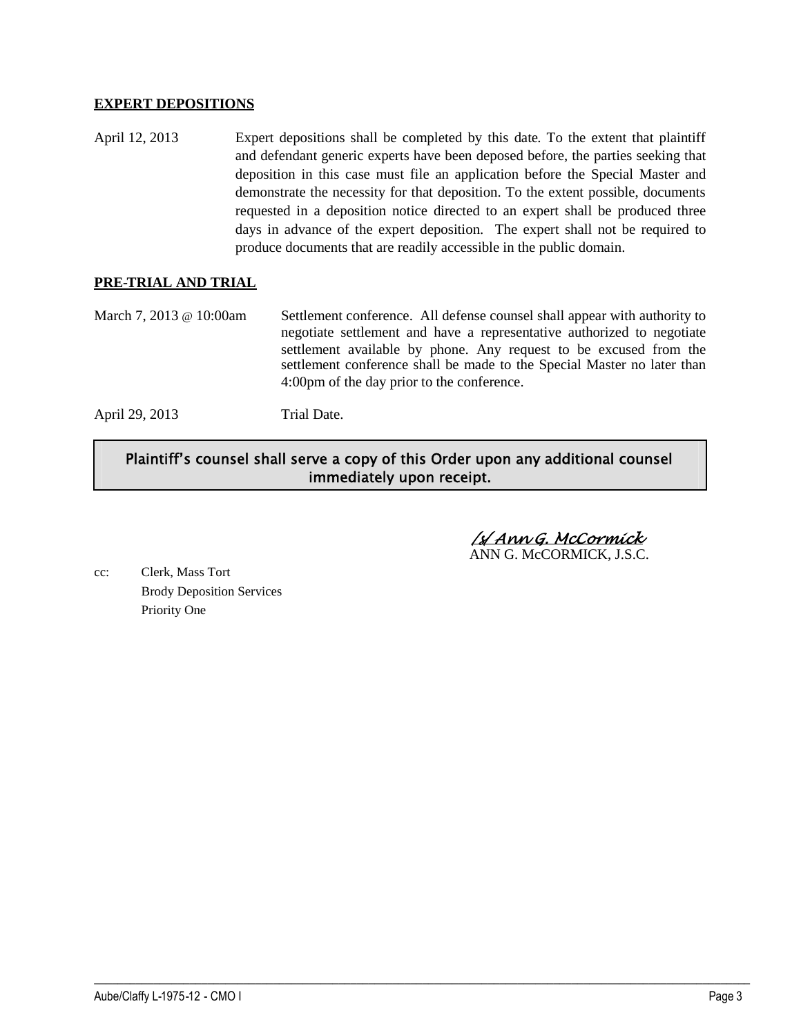**EXPERT DEPOSITIONS**

| | |
|---|---|
| April 12, 2013 | Expert depositions shall be completed by this date. To the extent that plaintiff and defendant generic experts have been deposed before, the parties seeking that deposition in this case must file an application before the Special Master and demonstrate the necessity for that deposition. To the extent possible, documents requested in a deposition notice directed to an expert shall be produced three days in advance of the expert deposition. The expert shall not be required to produce documents that are readily accessible in the public domain. |

**PRE-TRIAL AND TRIAL**

| | |
|---|---|
| March 7, 2013 @ 10:00am | Settlement conference. All defense counsel shall appear with authority to negotiate settlement and have a representative authorized to negotiate settlement available by phone. Any request to be excused from the settlement conference shall be made to the Special Master no later than 4:00pm of the day prior to the conference. |
| April 29, 2013 | Trial Date. |

**Plaintiff's counsel shall serve a copy of this Order upon any additional counsel immediately upon receipt.**

/s/ Ann G. McCormick
ANN G. McCORMICK, J.S.C.

cc: Clerk, Mass Tort
Brody Deposition Services
Priority One